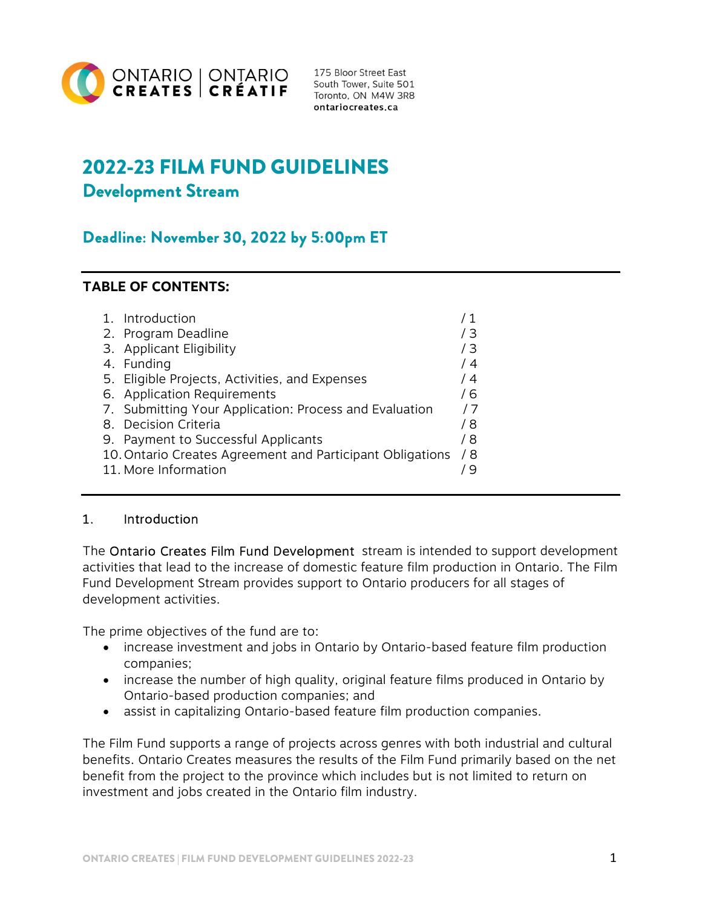ONTARIO CREATES | ONTARIO CRÉATIF

175 Bloor Street East
South Tower, Suite 501
Toronto, ON M4W 3R8
ontariocreates.ca

# 2022-23 FILM FUND GUIDELINES

## Development Stream

## Deadline: November 30, 2022 by 5:00pm ET

**TABLE OF CONTENTS:**

| | |
|---|---|
| 1. Introduction | / 1 |
| 2. Program Deadline | / 3 |
| 3. Applicant Eligibility | / 3 |
| 4. Funding | / 4 |
| 5. Eligible Projects, Activities, and Expenses | / 4 |
| 6. Application Requirements | / 6 |
| 7. Submitting Your Application: Process and Evaluation | / 7 |
| 8. Decision Criteria | / 8 |
| 9. Payment to Successful Applicants | / 8 |
| 10. Ontario Creates Agreement and Participant Obligations | / 8 |
| 11. More Information | / 9 |

### 1. Introduction

The Ontario Creates Film Fund Development stream is intended to support development activities that lead to the increase of domestic feature film production in Ontario. The Film Fund Development Stream provides support to Ontario producers for all stages of development activities.

The prime objectives of the fund are to:

- increase investment and jobs in Ontario by Ontario-based feature film production companies;
- increase the number of high quality, original feature films produced in Ontario by Ontario-based production companies; and
- assist in capitalizing Ontario-based feature film production companies.

The Film Fund supports a range of projects across genres with both industrial and cultural benefits. Ontario Creates measures the results of the Film Fund primarily based on the net benefit from the project to the province which includes but is not limited to return on investment and jobs created in the Ontario film industry.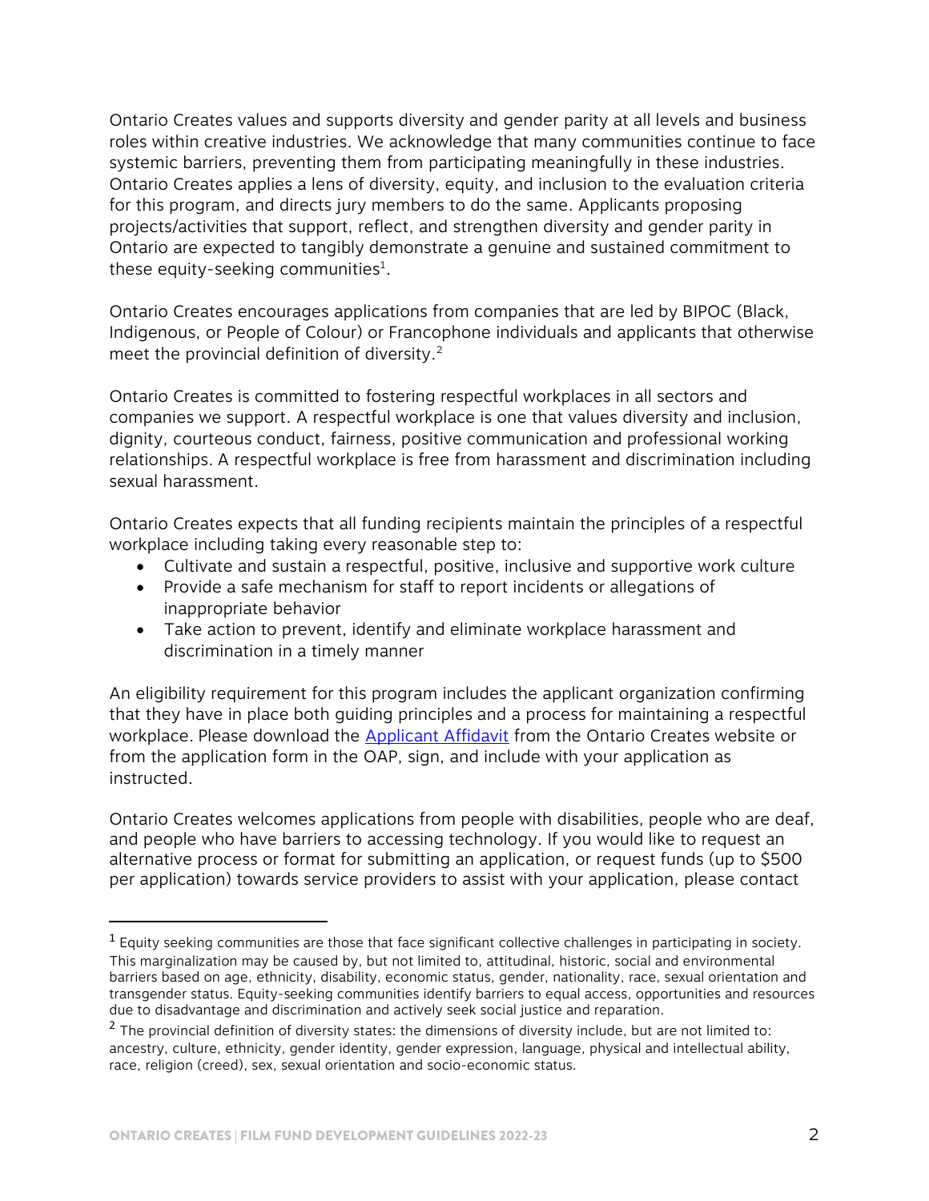Ontario Creates values and supports diversity and gender parity at all levels and business roles within creative industries. We acknowledge that many communities continue to face systemic barriers, preventing them from participating meaningfully in these industries. Ontario Creates applies a lens of diversity, equity, and inclusion to the evaluation criteria for this program, and directs jury members to do the same. Applicants proposing projects/activities that support, reflect, and strengthen diversity and gender parity in Ontario are expected to tangibly demonstrate a genuine and sustained commitment to these equity-seeking communities[1].

Ontario Creates encourages applications from companies that are led by BIPOC (Black, Indigenous, or People of Colour) or Francophone individuals and applicants that otherwise meet the provincial definition of diversity.[2]

Ontario Creates is committed to fostering respectful workplaces in all sectors and companies we support. A respectful workplace is one that values diversity and inclusion, dignity, courteous conduct, fairness, positive communication and professional working relationships. A respectful workplace is free from harassment and discrimination including sexual harassment.

Ontario Creates expects that all funding recipients maintain the principles of a respectful workplace including taking every reasonable step to:

- Cultivate and sustain a respectful, positive, inclusive and supportive work culture
- Provide a safe mechanism for staff to report incidents or allegations of inappropriate behavior
- Take action to prevent, identify and eliminate workplace harassment and discrimination in a timely manner

An eligibility requirement for this program includes the applicant organization confirming that they have in place both guiding principles and a process for maintaining a respectful workplace. Please download the [Applicant Affidavit](#) from the Ontario Creates website or from the application form in the OAP, sign, and include with your application as instructed.

Ontario Creates welcomes applications from people with disabilities, people who are deaf, and people who have barriers to accessing technology. If you would like to request an alternative process or format for submitting an application, or request funds (up to $500 per application) towards service providers to assist with your application, please contact

---

[1] Equity seeking communities are those that face significant collective challenges in participating in society. This marginalization may be caused by, but not limited to, attitudinal, historic, social and environmental barriers based on age, ethnicity, disability, economic status, gender, nationality, race, sexual orientation and transgender status. Equity-seeking communities identify barriers to equal access, opportunities and resources due to disadvantage and discrimination and actively seek social justice and reparation.

[2] The provincial definition of diversity states: the dimensions of diversity include, but are not limited to: ancestry, culture, ethnicity, gender identity, gender expression, language, physical and intellectual ability, race, religion (creed), sex, sexual orientation and socio-economic status.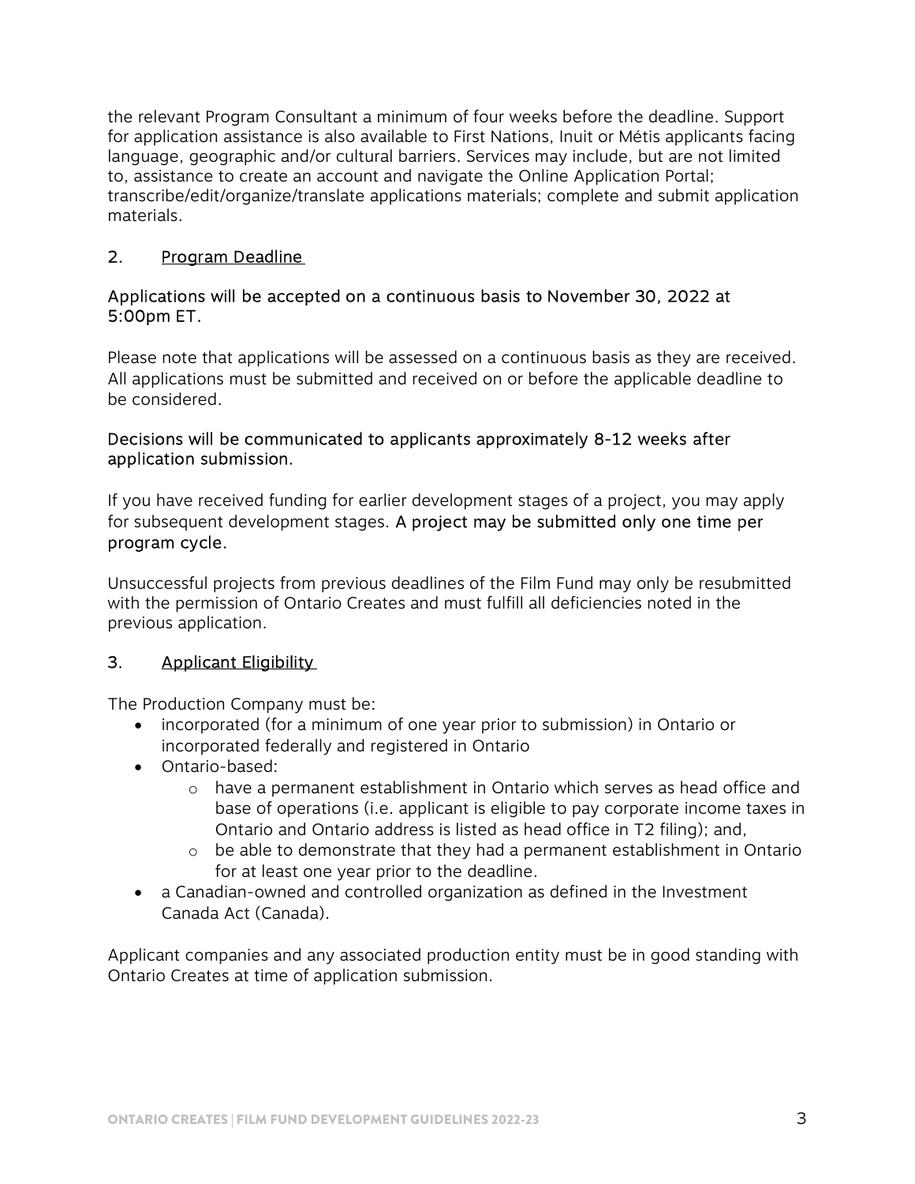the relevant Program Consultant a minimum of four weeks before the deadline. Support for application assistance is also available to First Nations, Inuit or Métis applicants facing language, geographic and/or cultural barriers. Services may include, but are not limited to, assistance to create an account and navigate the Online Application Portal; transcribe/edit/organize/translate applications materials; complete and submit application materials.

## 2. Program Deadline

Applications will be accepted on a continuous basis to November 30, 2022 at 5:00pm ET.

Please note that applications will be assessed on a continuous basis as they are received. All applications must be submitted and received on or before the applicable deadline to be considered.

Decisions will be communicated to applicants approximately 8-12 weeks after application submission.

If you have received funding for earlier development stages of a project, you may apply for subsequent development stages. A project may be submitted only one time per program cycle.

Unsuccessful projects from previous deadlines of the Film Fund may only be resubmitted with the permission of Ontario Creates and must fulfill all deficiencies noted in the previous application.

## 3. Applicant Eligibility

The Production Company must be:

- incorporated (for a minimum of one year prior to submission) in Ontario or incorporated federally and registered in Ontario
- Ontario-based:
  - have a permanent establishment in Ontario which serves as head office and base of operations (i.e. applicant is eligible to pay corporate income taxes in Ontario and Ontario address is listed as head office in T2 filing); and,
  - be able to demonstrate that they had a permanent establishment in Ontario for at least one year prior to the deadline.
- a Canadian-owned and controlled organization as defined in the Investment Canada Act (Canada).

Applicant companies and any associated production entity must be in good standing with Ontario Creates at time of application submission.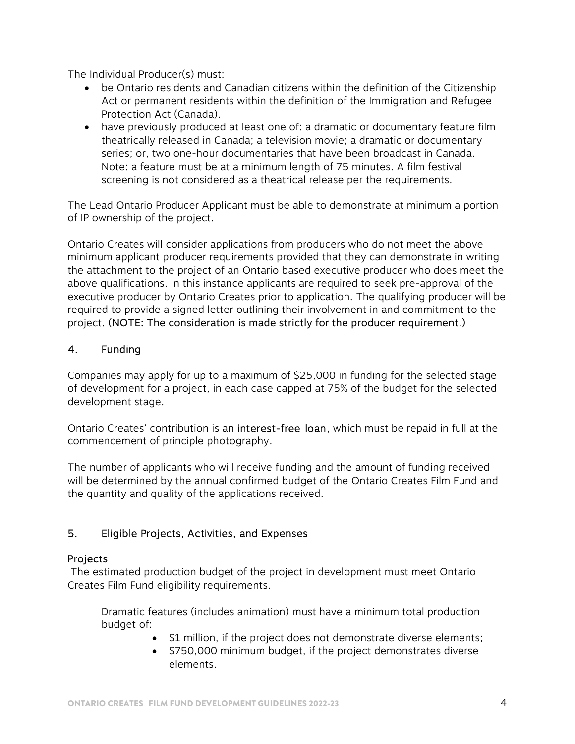The Individual Producer(s) must:

- be Ontario residents and Canadian citizens within the definition of the Citizenship Act or permanent residents within the definition of the Immigration and Refugee Protection Act (Canada).
- have previously produced at least one of: a dramatic or documentary feature film theatrically released in Canada; a television movie; a dramatic or documentary series; or, two one-hour documentaries that have been broadcast in Canada. Note: a feature must be at a minimum length of 75 minutes. A film festival screening is not considered as a theatrical release per the requirements.

The Lead Ontario Producer Applicant must be able to demonstrate at minimum a portion of IP ownership of the project.

Ontario Creates will consider applications from producers who do not meet the above minimum applicant producer requirements provided that they can demonstrate in writing the attachment to the project of an Ontario based executive producer who does meet the above qualifications. In this instance applicants are required to seek pre-approval of the executive producer by Ontario Creates prior to application. The qualifying producer will be required to provide a signed letter outlining their involvement in and commitment to the project. (NOTE: The consideration is made strictly for the producer requirement.)

## 4. Funding

Companies may apply for up to a maximum of $25,000 in funding for the selected stage of development for a project, in each case capped at 75% of the budget for the selected development stage.

Ontario Creates' contribution is an interest-free loan, which must be repaid in full at the commencement of principle photography.

The number of applicants who will receive funding and the amount of funding received will be determined by the annual confirmed budget of the Ontario Creates Film Fund and the quantity and quality of the applications received.

## 5. Eligible Projects, Activities, and Expenses

### Projects

The estimated production budget of the project in development must meet Ontario Creates Film Fund eligibility requirements.

Dramatic features (includes animation) must have a minimum total production budget of:

- $1 million, if the project does not demonstrate diverse elements;
- $750,000 minimum budget, if the project demonstrates diverse elements.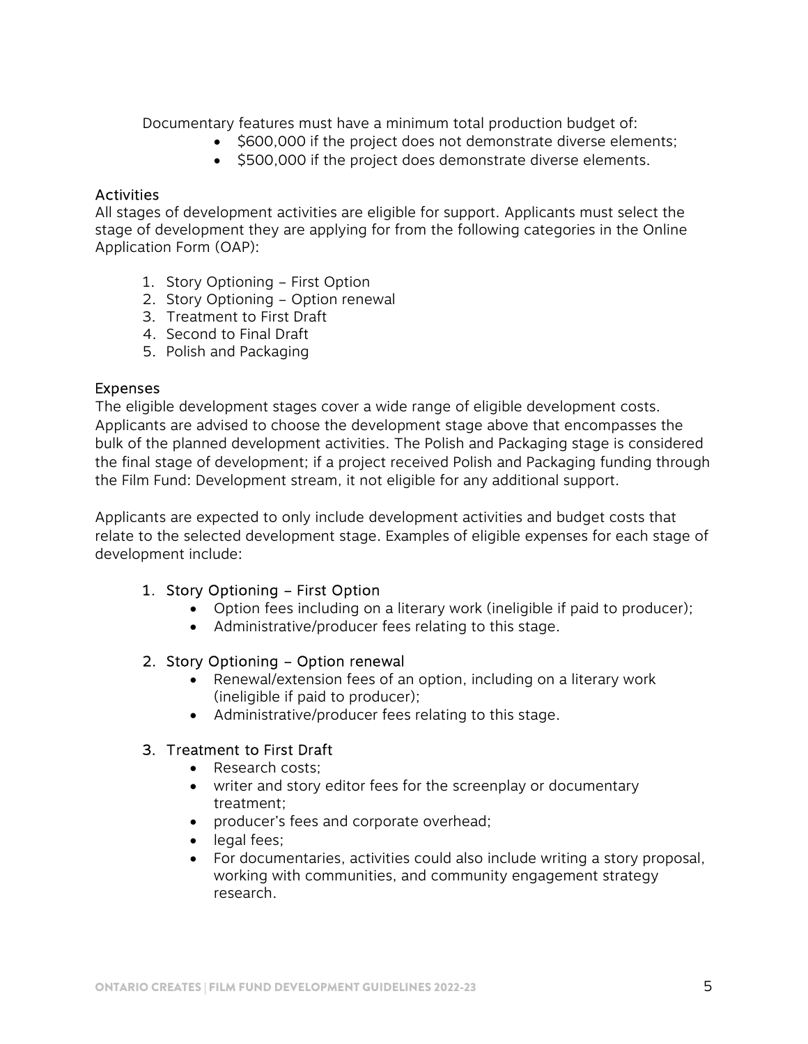Documentary features must have a minimum total production budget of:

- $600,000 if the project does not demonstrate diverse elements;
- $500,000 if the project does demonstrate diverse elements.

### Activities

All stages of development activities are eligible for support. Applicants must select the stage of development they are applying for from the following categories in the Online Application Form (OAP):

1. Story Optioning – First Option
2. Story Optioning – Option renewal
3. Treatment to First Draft
4. Second to Final Draft
5. Polish and Packaging

### Expenses

The eligible development stages cover a wide range of eligible development costs. Applicants are advised to choose the development stage above that encompasses the bulk of the planned development activities. The Polish and Packaging stage is considered the final stage of development; if a project received Polish and Packaging funding through the Film Fund: Development stream, it not eligible for any additional support.

Applicants are expected to only include development activities and budget costs that relate to the selected development stage. Examples of eligible expenses for each stage of development include:

1. Story Optioning – First Option
    - Option fees including on a literary work (ineligible if paid to producer);
    - Administrative/producer fees relating to this stage.
2. Story Optioning – Option renewal
    - Renewal/extension fees of an option, including on a literary work (ineligible if paid to producer);
    - Administrative/producer fees relating to this stage.
3. Treatment to First Draft
    - Research costs;
    - writer and story editor fees for the screenplay or documentary treatment;
    - producer's fees and corporate overhead;
    - legal fees;
    - For documentaries, activities could also include writing a story proposal, working with communities, and community engagement strategy research.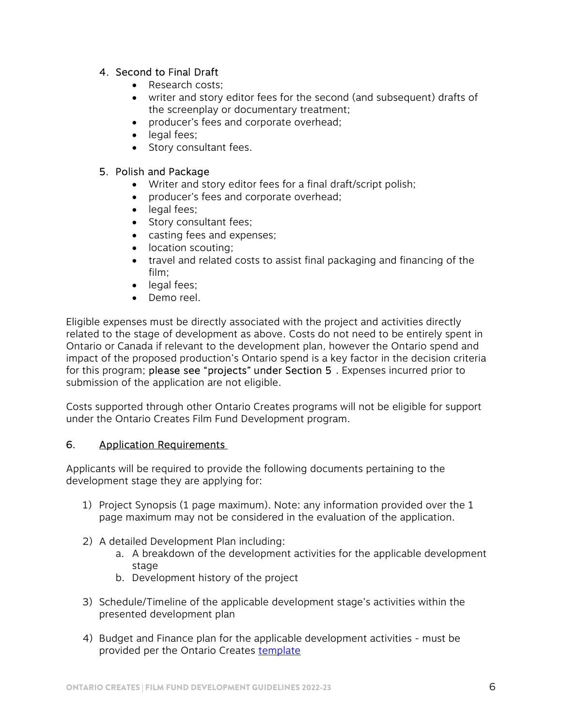4. Second to Final Draft
    - Research costs;
    - writer and story editor fees for the second (and subsequent) drafts of the screenplay or documentary treatment;
    - producer's fees and corporate overhead;
    - legal fees;
    - Story consultant fees.

5. Polish and Package
    - Writer and story editor fees for a final draft/script polish;
    - producer's fees and corporate overhead;
    - legal fees;
    - Story consultant fees;
    - casting fees and expenses;
    - location scouting;
    - travel and related costs to assist final packaging and financing of the film;
    - legal fees;
    - Demo reel.

Eligible expenses must be directly associated with the project and activities directly related to the stage of development as above. Costs do not need to be entirely spent in Ontario or Canada if relevant to the development plan, however the Ontario spend and impact of the proposed production's Ontario spend is a key factor in the decision criteria for this program; please see "projects" under Section 5 . Expenses incurred prior to submission of the application are not eligible.

Costs supported through other Ontario Creates programs will not be eligible for support under the Ontario Creates Film Fund Development program.

## 6. Application Requirements

Applicants will be required to provide the following documents pertaining to the development stage they are applying for:

1) Project Synopsis (1 page maximum). Note: any information provided over the 1 page maximum may not be considered in the evaluation of the application.

2) A detailed Development Plan including:
    a. A breakdown of the development activities for the applicable development stage
    b. Development history of the project

3) Schedule/Timeline of the applicable development stage's activities within the presented development plan

4) Budget and Finance plan for the applicable development activities - must be provided per the Ontario Creates template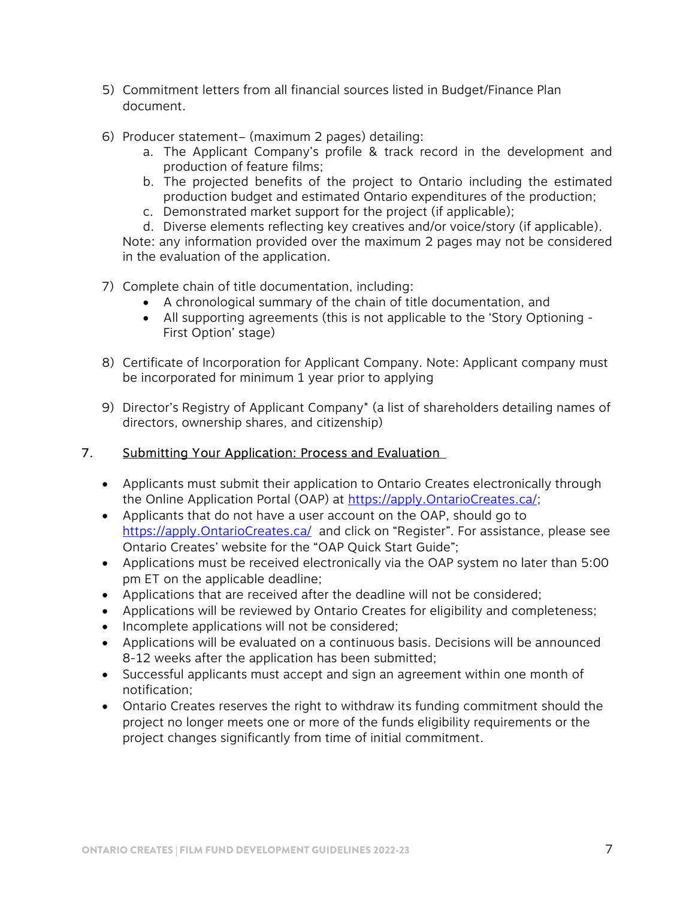5) Commitment letters from all financial sources listed in Budget/Finance Plan document.

6) Producer statement– (maximum 2 pages) detailing:
   a. The Applicant Company's profile & track record in the development and production of feature films;
   b. The projected benefits of the project to Ontario including the estimated production budget and estimated Ontario expenditures of the production;
   c. Demonstrated market support for the project (if applicable);
   d. Diverse elements reflecting key creatives and/or voice/story (if applicable).

   Note: any information provided over the maximum 2 pages may not be considered in the evaluation of the application.

7) Complete chain of title documentation, including:
   - A chronological summary of the chain of title documentation, and
   - All supporting agreements (this is not applicable to the 'Story Optioning - First Option' stage)

8) Certificate of Incorporation for Applicant Company. Note: Applicant company must be incorporated for minimum 1 year prior to applying

9) Director's Registry of Applicant Company* (a list of shareholders detailing names of directors, ownership shares, and citizenship)

## 7. Submitting Your Application: Process and Evaluation

- Applicants must submit their application to Ontario Creates electronically through the Online Application Portal (OAP) at https://apply.OntarioCreates.ca/;
- Applicants that do not have a user account on the OAP, should go to https://apply.OntarioCreates.ca/ and click on "Register". For assistance, please see Ontario Creates' website for the "OAP Quick Start Guide";
- Applications must be received electronically via the OAP system no later than 5:00 pm ET on the applicable deadline;
- Applications that are received after the deadline will not be considered;
- Applications will be reviewed by Ontario Creates for eligibility and completeness;
- Incomplete applications will not be considered;
- Applications will be evaluated on a continuous basis. Decisions will be announced 8-12 weeks after the application has been submitted;
- Successful applicants must accept and sign an agreement within one month of notification;
- Ontario Creates reserves the right to withdraw its funding commitment should the project no longer meets one or more of the funds eligibility requirements or the project changes significantly from time of initial commitment.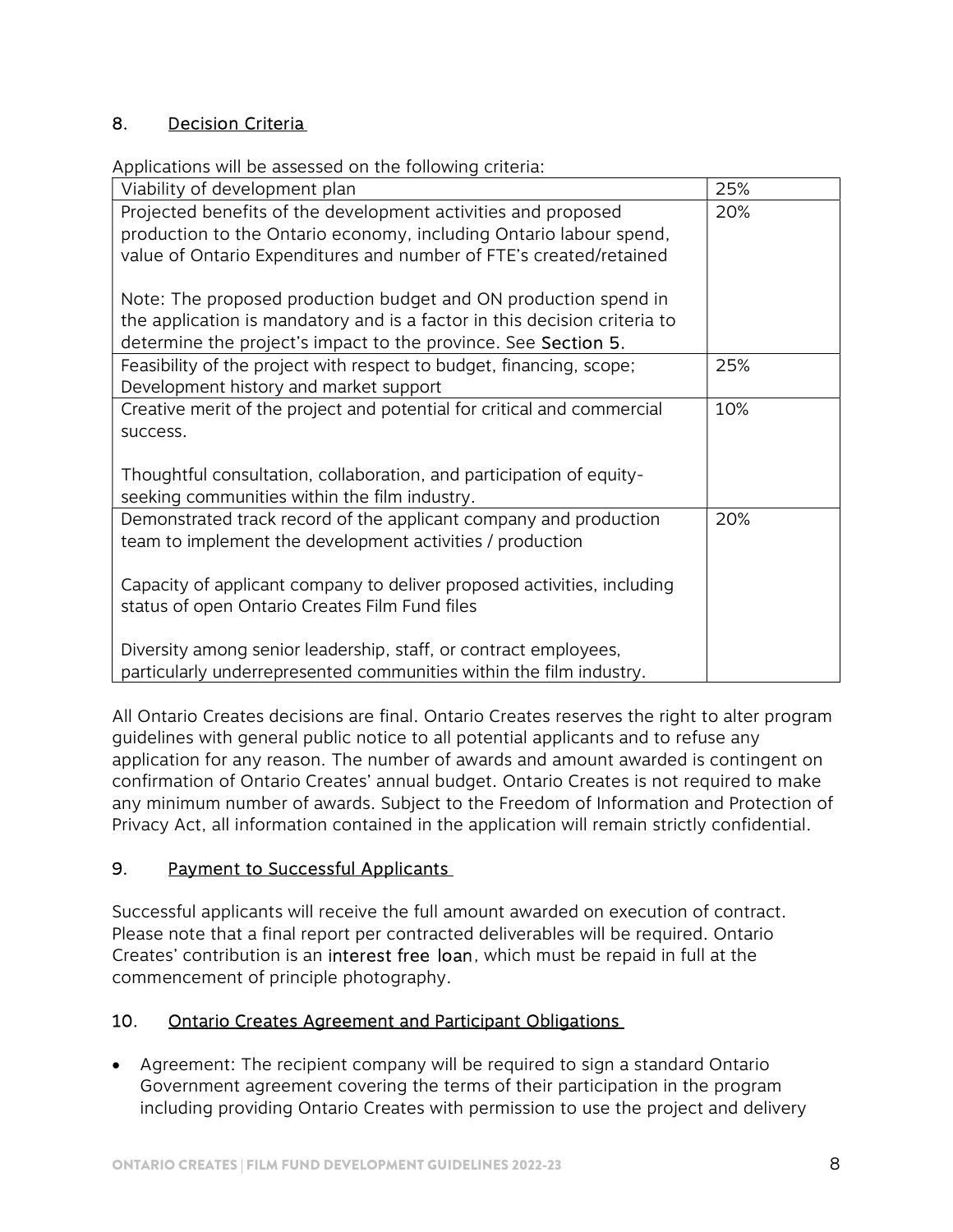## 8. Decision Criteria

Applications will be assessed on the following criteria:

| Viability of development plan | 25% |
|---|---|
| Projected benefits of the development activities and proposed production to the Ontario economy, including Ontario labour spend, value of Ontario Expenditures and number of FTE's created/retained<br><br>Note: The proposed production budget and ON production spend in the application is mandatory and is a factor in this decision criteria to determine the project's impact to the province. See **Section 5.** | 20% |
| Feasibility of the project with respect to budget, financing, scope; Development history and market support | 25% |
| Creative merit of the project and potential for critical and commercial success.<br><br>Thoughtful consultation, collaboration, and participation of equity-seeking communities within the film industry. | 10% |
| Demonstrated track record of the applicant company and production team to implement the development activities / production<br><br>Capacity of applicant company to deliver proposed activities, including status of open Ontario Creates Film Fund files<br><br>Diversity among senior leadership, staff, or contract employees, particularly underrepresented communities within the film industry. | 20% |

All Ontario Creates decisions are final. Ontario Creates reserves the right to alter program guidelines with general public notice to all potential applicants and to refuse any application for any reason. The number of awards and amount awarded is contingent on confirmation of Ontario Creates' annual budget. Ontario Creates is not required to make any minimum number of awards. Subject to the Freedom of Information and Protection of Privacy Act, all information contained in the application will remain strictly confidential.

## 9. Payment to Successful Applicants

Successful applicants will receive the full amount awarded on execution of contract. Please note that a final report per contracted deliverables will be required. Ontario Creates' contribution is an **interest free loan**, which must be repaid in full at the commencement of principle photography.

## 10. Ontario Creates Agreement and Participant Obligations

- Agreement: The recipient company will be required to sign a standard Ontario Government agreement covering the terms of their participation in the program including providing Ontario Creates with permission to use the project and delivery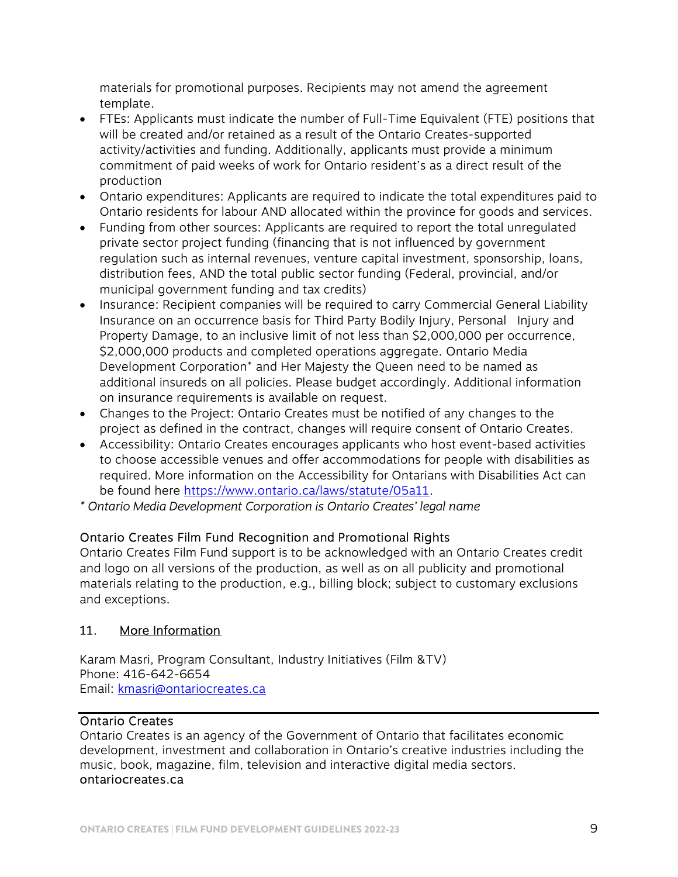materials for promotional purposes. Recipients may not amend the agreement template.

- FTEs: Applicants must indicate the number of Full-Time Equivalent (FTE) positions that will be created and/or retained as a result of the Ontario Creates-supported activity/activities and funding. Additionally, applicants must provide a minimum commitment of paid weeks of work for Ontario resident's as a direct result of the production
- Ontario expenditures: Applicants are required to indicate the total expenditures paid to Ontario residents for labour AND allocated within the province for goods and services.
- Funding from other sources: Applicants are required to report the total unregulated private sector project funding (financing that is not influenced by government regulation such as internal revenues, venture capital investment, sponsorship, loans, distribution fees, AND the total public sector funding (Federal, provincial, and/or municipal government funding and tax credits)
- Insurance: Recipient companies will be required to carry Commercial General Liability Insurance on an occurrence basis for Third Party Bodily Injury, Personal Injury and Property Damage, to an inclusive limit of not less than $2,000,000 per occurrence, $2,000,000 products and completed operations aggregate. Ontario Media Development Corporation* and Her Majesty the Queen need to be named as additional insureds on all policies. Please budget accordingly. Additional information on insurance requirements is available on request.
- Changes to the Project: Ontario Creates must be notified of any changes to the project as defined in the contract, changes will require consent of Ontario Creates.
- Accessibility: Ontario Creates encourages applicants who host event-based activities to choose accessible venues and offer accommodations for people with disabilities as required. More information on the Accessibility for Ontarians with Disabilities Act can be found here https://www.ontario.ca/laws/statute/05a11.

*\* Ontario Media Development Corporation is Ontario Creates' legal name*

### Ontario Creates Film Fund Recognition and Promotional Rights

Ontario Creates Film Fund support is to be acknowledged with an Ontario Creates credit and logo on all versions of the production, as well as on all publicity and promotional materials relating to the production, e.g., billing block; subject to customary exclusions and exceptions.

## 11. More Information

Karam Masri, Program Consultant, Industry Initiatives (Film &TV)
Phone: 416-642-6654
Email: kmasri@ontariocreates.ca

---

**Ontario Creates**
Ontario Creates is an agency of the Government of Ontario that facilitates economic development, investment and collaboration in Ontario's creative industries including the music, book, magazine, film, television and interactive digital media sectors.
ontariocreates.ca